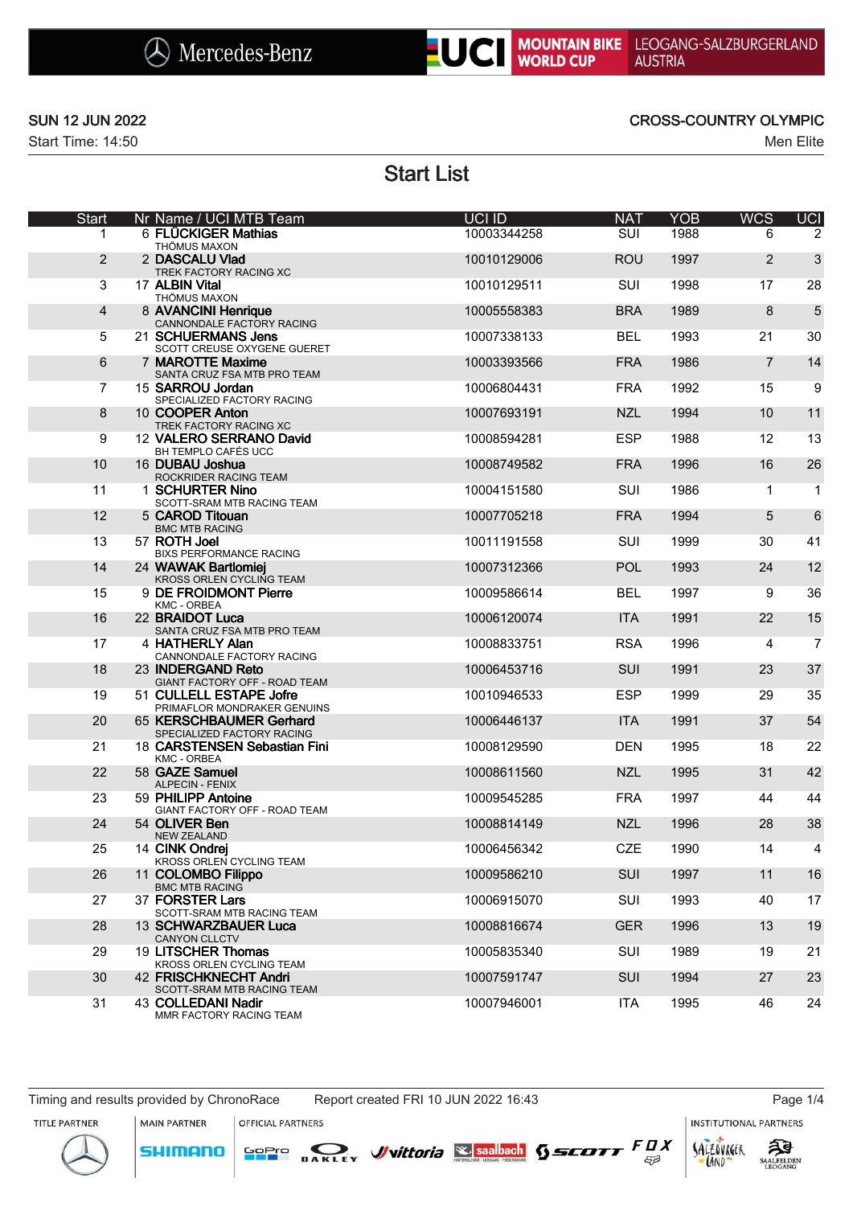Mercedes-Benz | UCI MOUNTAIN BIKE WORLD CUP | LEOGANG-SALZBURGERLAND AUSTRIA

**SUN 12 JUN 2022** — **CROSS-COUNTRY OLYMPIC**

Start Time: 14:50 — Men Elite

# Start List

| Start | Nr | Name / UCI MTB Team | UCI ID | NAT | YOB | WCS | UCI |
|---|---|---|---|---|---|---|---|
| 1 | 6 | **FLÜCKIGER Mathias**<br>THÖMUS MAXON | 10003344258 | SUI | 1988 | 6 | 2 |
| 2 | 2 | **DASCALU Vlad**<br>TREK FACTORY RACING XC | 10010129006 | ROU | 1997 | 2 | 3 |
| 3 | 17 | **ALBIN Vital**<br>THÖMUS MAXON | 10010129511 | SUI | 1998 | 17 | 28 |
| 4 | 8 | **AVANCINI Henrique**<br>CANNONDALE FACTORY RACING | 10005558383 | BRA | 1989 | 8 | 5 |
| 5 | 21 | **SCHUERMANS Jens**<br>SCOTT CREUSE OXYGENE GUERET | 10007338133 | BEL | 1993 | 21 | 30 |
| 6 | 7 | **MAROTTE Maxime**<br>SANTA CRUZ FSA MTB PRO TEAM | 10003393566 | FRA | 1986 | 7 | 14 |
| 7 | 15 | **SARROU Jordan**<br>SPECIALIZED FACTORY RACING | 10006804431 | FRA | 1992 | 15 | 9 |
| 8 | 10 | **COOPER Anton**<br>TREK FACTORY RACING XC | 10007693191 | NZL | 1994 | 10 | 11 |
| 9 | 12 | **VALERO SERRANO David**<br>BH TEMPLO CAFÉS UCC | 10008594281 | ESP | 1988 | 12 | 13 |
| 10 | 16 | **DUBAU Joshua**<br>ROCKRIDER RACING TEAM | 10008749582 | FRA | 1996 | 16 | 26 |
| 11 | 1 | **SCHURTER Nino**<br>SCOTT-SRAM MTB RACING TEAM | 10004151580 | SUI | 1986 | 1 | 1 |
| 12 | 5 | **CAROD Titouan**<br>BMC MTB RACING | 10007705218 | FRA | 1994 | 5 | 6 |
| 13 | 57 | **ROTH Joel**<br>BIXS PERFORMANCE RACING | 10011191558 | SUI | 1999 | 30 | 41 |
| 14 | 24 | **WAWAK Bartlomiej**<br>KROSS ORLEN CYCLING TEAM | 10007312366 | POL | 1993 | 24 | 12 |
| 15 | 9 | **DE FROIDMONT Pierre**<br>KMC - ORBEA | 10009586614 | BEL | 1997 | 9 | 36 |
| 16 | 22 | **BRAIDOT Luca**<br>SANTA CRUZ FSA MTB PRO TEAM | 10006120074 | ITA | 1991 | 22 | 15 |
| 17 | 4 | **HATHERLY Alan**<br>CANNONDALE FACTORY RACING | 10008833751 | RSA | 1996 | 4 | 7 |
| 18 | 23 | **INDERGAND Reto**<br>GIANT FACTORY OFF - ROAD TEAM | 10006453716 | SUI | 1991 | 23 | 37 |
| 19 | 51 | **CULLELL ESTAPE Jofre**<br>PRIMAFLOR MONDRAKER GENUINS | 10010946533 | ESP | 1999 | 29 | 35 |
| 20 | 65 | **KERSCHBAUMER Gerhard**<br>SPECIALIZED FACTORY RACING | 10006446137 | ITA | 1991 | 37 | 54 |
| 21 | 18 | **CARSTENSEN Sebastian Fini**<br>KMC - ORBEA | 10008129590 | DEN | 1995 | 18 | 22 |
| 22 | 58 | **GAZE Samuel**<br>ALPECIN - FENIX | 10008611560 | NZL | 1995 | 31 | 42 |
| 23 | 59 | **PHILIPP Antoine**<br>GIANT FACTORY OFF - ROAD TEAM | 10009545285 | FRA | 1997 | 44 | 44 |
| 24 | 54 | **OLIVER Ben**<br>NEW ZEALAND | 10008814149 | NZL | 1996 | 28 | 38 |
| 25 | 14 | **CINK Ondrej**<br>KROSS ORLEN CYCLING TEAM | 10006456342 | CZE | 1990 | 14 | 4 |
| 26 | 11 | **COLOMBO Filippo**<br>BMC MTB RACING | 10009586210 | SUI | 1997 | 11 | 16 |
| 27 | 37 | **FORSTER Lars**<br>SCOTT-SRAM MTB RACING TEAM | 10006915070 | SUI | 1993 | 40 | 17 |
| 28 | 13 | **SCHWARZBAUER Luca**<br>CANYON CLLCTV | 10008816674 | GER | 1996 | 13 | 19 |
| 29 | 19 | **LITSCHER Thomas**<br>KROSS ORLEN CYCLING TEAM | 10005835340 | SUI | 1989 | 19 | 21 |
| 30 | 42 | **FRISCHKNECHT Andri**<br>SCOTT-SRAM MTB RACING TEAM | 10007591747 | SUI | 1994 | 27 | 23 |
| 31 | 43 | **COLLEDANI Nadir**<br>MMR FACTORY RACING TEAM | 10007946001 | ITA | 1995 | 46 | 24 |

Timing and results provided by ChronoRace — Report created FRI 10 JUN 2022 16:43

TITLE PARTNER — MAIN PARTNER — OFFICIAL PARTNERS — INSTITUTIONAL PARTNERS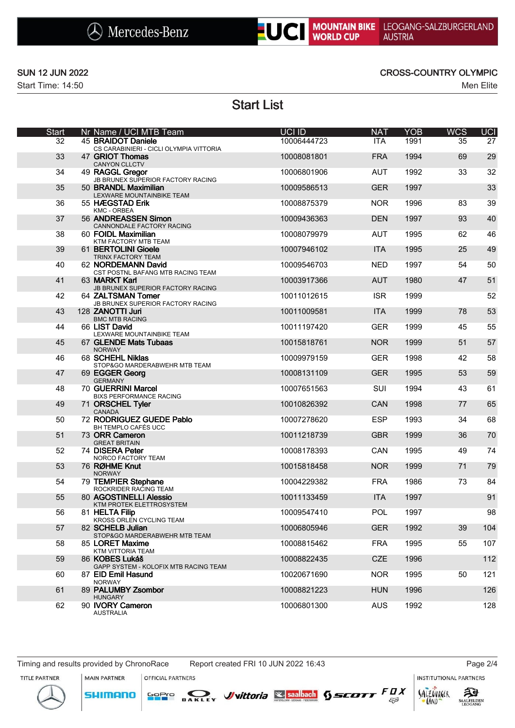SUN 12 JUN 2022

Start Time: 14:50

CROSS-COUNTRY OLYMPIC

Men Elite

# Start List

| Start | Nr | Name / UCI MTB Team | UCI ID | NAT | YOB | WCS | UCI |
|---|---|---|---|---|---|---|---|
| 32 | 45 | **BRAIDOT Daniele**<br>CS CARABINIERI - CICLI OLYMPIA VITTORIA | 10006444723 | ITA | 1991 | 35 | 27 |
| 33 | 47 | **GRIOT Thomas**<br>CANYON CLLCTV | 10008081801 | FRA | 1994 | 69 | 29 |
| 34 | 49 | **RAGGL Gregor**<br>JB BRUNEX SUPERIOR FACTORY RACING | 10006801906 | AUT | 1992 | 33 | 32 |
| 35 | 50 | **BRANDL Maximilian**<br>LEXWARE MOUNTAINBIKE TEAM | 10009586513 | GER | 1997 | | 33 |
| 36 | 55 | **HÆGSTAD Erik**<br>KMC - ORBEA | 10008875379 | NOR | 1996 | 83 | 39 |
| 37 | 56 | **ANDREASSEN Simon**<br>CANNONDALE FACTORY RACING | 10009436363 | DEN | 1997 | 93 | 40 |
| 38 | 60 | **FOIDL Maximilian**<br>KTM FACTORY MTB TEAM | 10008079979 | AUT | 1995 | 62 | 46 |
| 39 | 61 | **BERTOLINI Gioele**<br>TRINX FACTORY TEAM | 10007946102 | ITA | 1995 | 25 | 49 |
| 40 | 62 | **NORDEMANN David**<br>CST POSTNL BAFANG MTB RACING TEAM | 10009546703 | NED | 1997 | 54 | 50 |
| 41 | 63 | **MARKT Karl**<br>JB BRUNEX SUPERIOR FACTORY RACING | 10003917366 | AUT | 1980 | 47 | 51 |
| 42 | 64 | **ZALTSMAN Tomer**<br>JB BRUNEX SUPERIOR FACTORY RACING | 10011012615 | ISR | 1999 | | 52 |
| 43 | 128 | **ZANOTTI Juri**<br>BMC MTB RACING | 10011009581 | ITA | 1999 | 78 | 53 |
| 44 | 66 | **LIST David**<br>LEXWARE MOUNTAINBIKE TEAM | 10011197420 | GER | 1999 | 45 | 55 |
| 45 | 67 | **GLENDE Mats Tubaas**<br>NORWAY | 10015818761 | NOR | 1999 | 51 | 57 |
| 46 | 68 | **SCHEHL Niklas**<br>STOP&GO MARDERABWEHR MTB TEAM | 10009979159 | GER | 1998 | 42 | 58 |
| 47 | 69 | **EGGER Georg**<br>GERMANY | 10008131109 | GER | 1995 | 53 | 59 |
| 48 | 70 | **GUERRINI Marcel**<br>BIXS PERFORMANCE RACING | 10007651563 | SUI | 1994 | 43 | 61 |
| 49 | 71 | **ORSCHEL Tyler**<br>CANADA | 10010826392 | CAN | 1998 | 77 | 65 |
| 50 | 72 | **RODRIGUEZ GUEDE Pablo**<br>BH TEMPLO CAFÉS UCC | 10007278620 | ESP | 1993 | 34 | 68 |
| 51 | 73 | **ORR Cameron**<br>GREAT BRITAIN | 10011218739 | GBR | 1999 | 36 | 70 |
| 52 | 74 | **DISERA Peter**<br>NORCO FACTORY TEAM | 10008178393 | CAN | 1995 | 49 | 74 |
| 53 | 76 | **RØHME Knut**<br>NORWAY | 10015818458 | NOR | 1999 | 71 | 79 |
| 54 | 79 | **TEMPIER Stephane**<br>ROCKRIDER RACING TEAM | 10004229382 | FRA | 1986 | 73 | 84 |
| 55 | 80 | **AGOSTINELLI Alessio**<br>KTM PROTEK ELETTROSYSTEM | 10011133459 | ITA | 1997 | | 91 |
| 56 | 81 | **HELTA Filip**<br>KROSS ORLEN CYCLING TEAM | 10009547410 | POL | 1997 | | 98 |
| 57 | 82 | **SCHELB Julian**<br>STOP&GO MARDERABWEHR MTB TEAM | 10006805946 | GER | 1992 | 39 | 104 |
| 58 | 85 | **LORET Maxime**<br>KTM VITTORIA TEAM | 10008815462 | FRA | 1995 | 55 | 107 |
| 59 | 86 | **KOBES Lukáš**<br>GAPP SYSTEM - KOLOFIX MTB RACING TEAM | 10008822435 | CZE | 1996 | | 112 |
| 60 | 87 | **EID Emil Hasund**<br>NORWAY | 10020671690 | NOR | 1995 | 50 | 121 |
| 61 | 89 | **PALUMBY Zsombor**<br>HUNGARY | 10008821223 | HUN | 1996 | | 126 |
| 62 | 90 | **IVORY Cameron**<br>AUSTRALIA | 10006801300 | AUS | 1992 | | 128 |

Timing and results provided by ChronoRace    Report created FRI 10 JUN 2022 16:43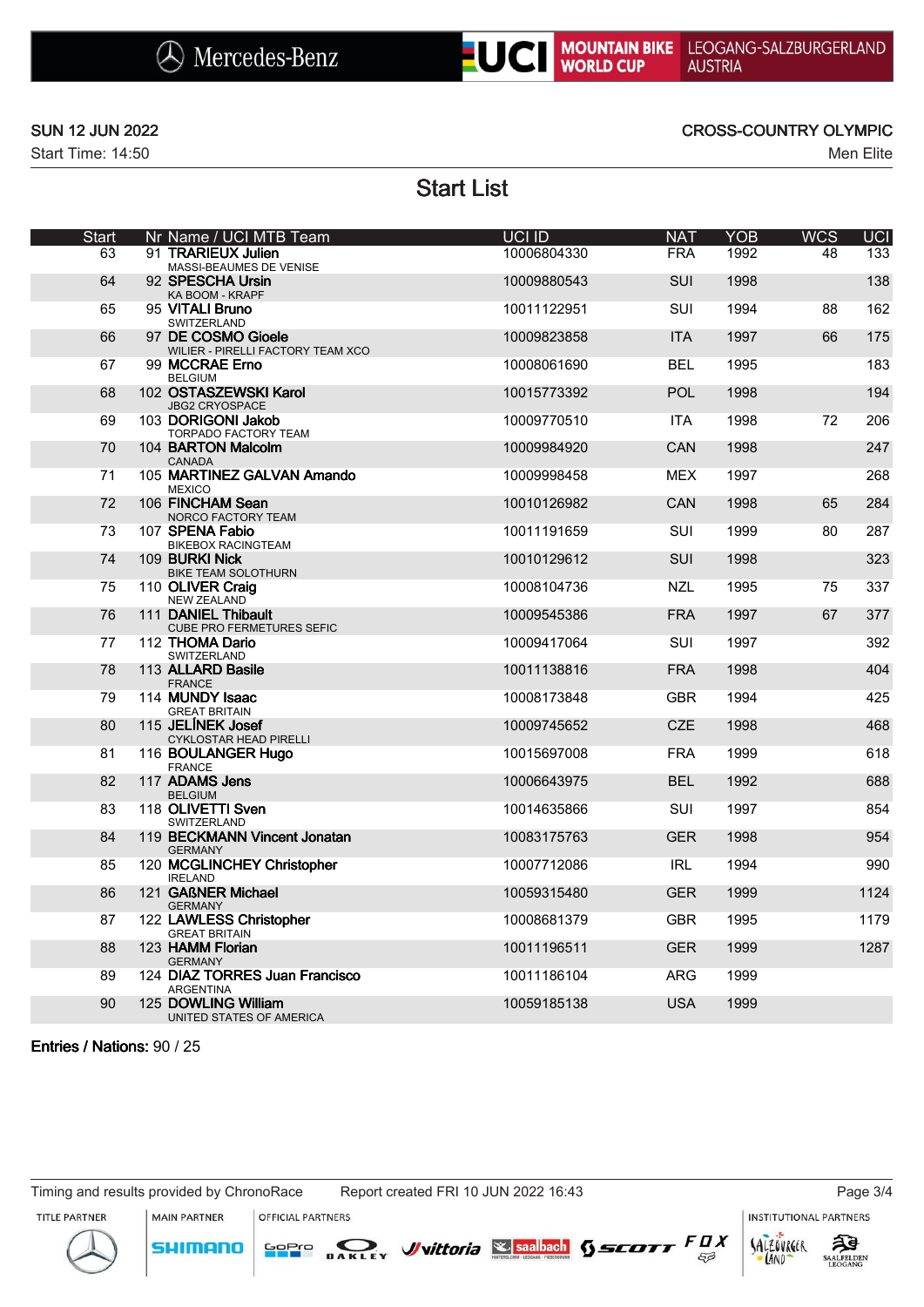SUN 12 JUN 2022

Start Time: 14:50

CROSS-COUNTRY OLYMPIC

Men Elite

# Start List

| Start | Nr | Name / UCI MTB Team | UCI ID | NAT | YOB | WCS | UCI |
|---|---|---|---|---|---|---|---|
| 63 | 91 | **TRARIEUX Julien**<br>MASSI-BEAUMES DE VENISE | 10006804330 | FRA | 1992 | 48 | 133 |
| 64 | 92 | **SPESCHA Ursin**<br>KA BOOM - KRAPF | 10009880543 | SUI | 1998 | | 138 |
| 65 | 95 | **VITALI Bruno**<br>SWITZERLAND | 10011122951 | SUI | 1994 | 88 | 162 |
| 66 | 97 | **DE COSMO Gioele**<br>WILIER - PIRELLI FACTORY TEAM XCO | 10009823858 | ITA | 1997 | 66 | 175 |
| 67 | 99 | **MCCRAE Erno**<br>BELGIUM | 10008061690 | BEL | 1995 | | 183 |
| 68 | 102 | **OSTASZEWSKI Karol**<br>JBG2 CRYOSPACE | 10015773392 | POL | 1998 | | 194 |
| 69 | 103 | **DORIGONI Jakob**<br>TORPADO FACTORY TEAM | 10009770510 | ITA | 1998 | 72 | 206 |
| 70 | 104 | **BARTON Malcolm**<br>CANADA | 10009984920 | CAN | 1998 | | 247 |
| 71 | 105 | **MARTINEZ GALVAN Amando**<br>MEXICO | 10009998458 | MEX | 1997 | | 268 |
| 72 | 106 | **FINCHAM Sean**<br>NORCO FACTORY TEAM | 10010126982 | CAN | 1998 | 65 | 284 |
| 73 | 107 | **SPENA Fabio**<br>BIKEBOX RACINGTEAM | 10011191659 | SUI | 1999 | 80 | 287 |
| 74 | 109 | **BURKI Nick**<br>BIKE TEAM SOLOTHURN | 10010129612 | SUI | 1998 | | 323 |
| 75 | 110 | **OLIVER Craig**<br>NEW ZEALAND | 10008104736 | NZL | 1995 | 75 | 337 |
| 76 | 111 | **DANIEL Thibault**<br>CUBE PRO FERMETURES SEFIC | 10009545386 | FRA | 1997 | 67 | 377 |
| 77 | 112 | **THOMA Dario**<br>SWITZERLAND | 10009417064 | SUI | 1997 | | 392 |
| 78 | 113 | **ALLARD Basile**<br>FRANCE | 10011138816 | FRA | 1998 | | 404 |
| 79 | 114 | **MUNDY Isaac**<br>GREAT BRITAIN | 10008173848 | GBR | 1994 | | 425 |
| 80 | 115 | **JELÍNEK Josef**<br>CYKLOSTAR HEAD PIRELLI | 10009745652 | CZE | 1998 | | 468 |
| 81 | 116 | **BOULANGER Hugo**<br>FRANCE | 10015697008 | FRA | 1999 | | 618 |
| 82 | 117 | **ADAMS Jens**<br>BELGIUM | 10006643975 | BEL | 1992 | | 688 |
| 83 | 118 | **OLIVETTI Sven**<br>SWITZERLAND | 10014635866 | SUI | 1997 | | 854 |
| 84 | 119 | **BECKMANN Vincent Jonatan**<br>GERMANY | 10083175763 | GER | 1998 | | 954 |
| 85 | 120 | **MCGLINCHEY Christopher**<br>IRELAND | 10007712086 | IRL | 1994 | | 990 |
| 86 | 121 | **GAßNER Michael**<br>GERMANY | 10059315480 | GER | 1999 | | 1124 |
| 87 | 122 | **LAWLESS Christopher**<br>GREAT BRITAIN | 10008681379 | GBR | 1995 | | 1179 |
| 88 | 123 | **HAMM Florian**<br>GERMANY | 10011196511 | GER | 1999 | | 1287 |
| 89 | 124 | **DIAZ TORRES Juan Francisco**<br>ARGENTINA | 10011186104 | ARG | 1999 | | |
| 90 | 125 | **DOWLING William**<br>UNITED STATES OF AMERICA | 10059185138 | USA | 1999 | | |

**Entries / Nations:** 90 / 25

Timing and results provided by ChronoRace    Report created FRI 10 JUN 2022 16:43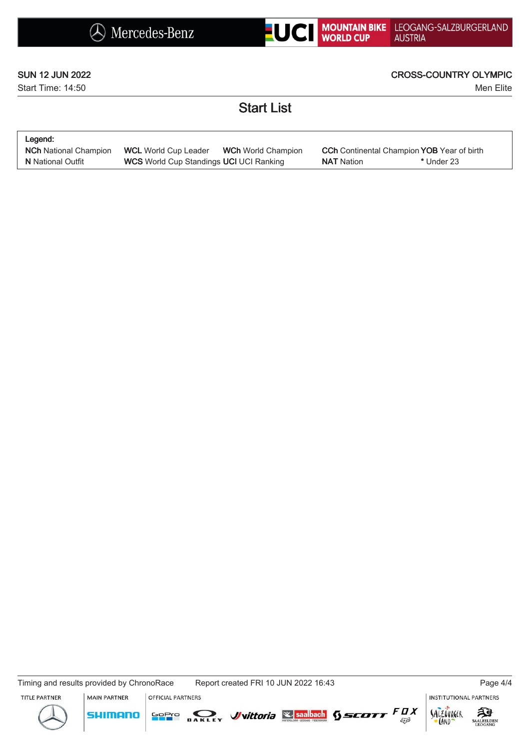SUN 12 JUN 2022

Start Time: 14:50

CROSS-COUNTRY OLYMPIC

Men Elite

# Start List

**Legend:**

| | | | | |
|---|---|---|---|---|
| **NCh** National Champion | **WCL** World Cup Leader | **WCh** World Champion | **CCh** Continental Champion | **YOB** Year of birth |
| **N** National Outfit | **WCS** World Cup Standings | **UCI** UCI Ranking | **NAT** Nation | * Under 23 |

Timing and results provided by ChronoRace

Report created FRI 10 JUN 2022 16:43